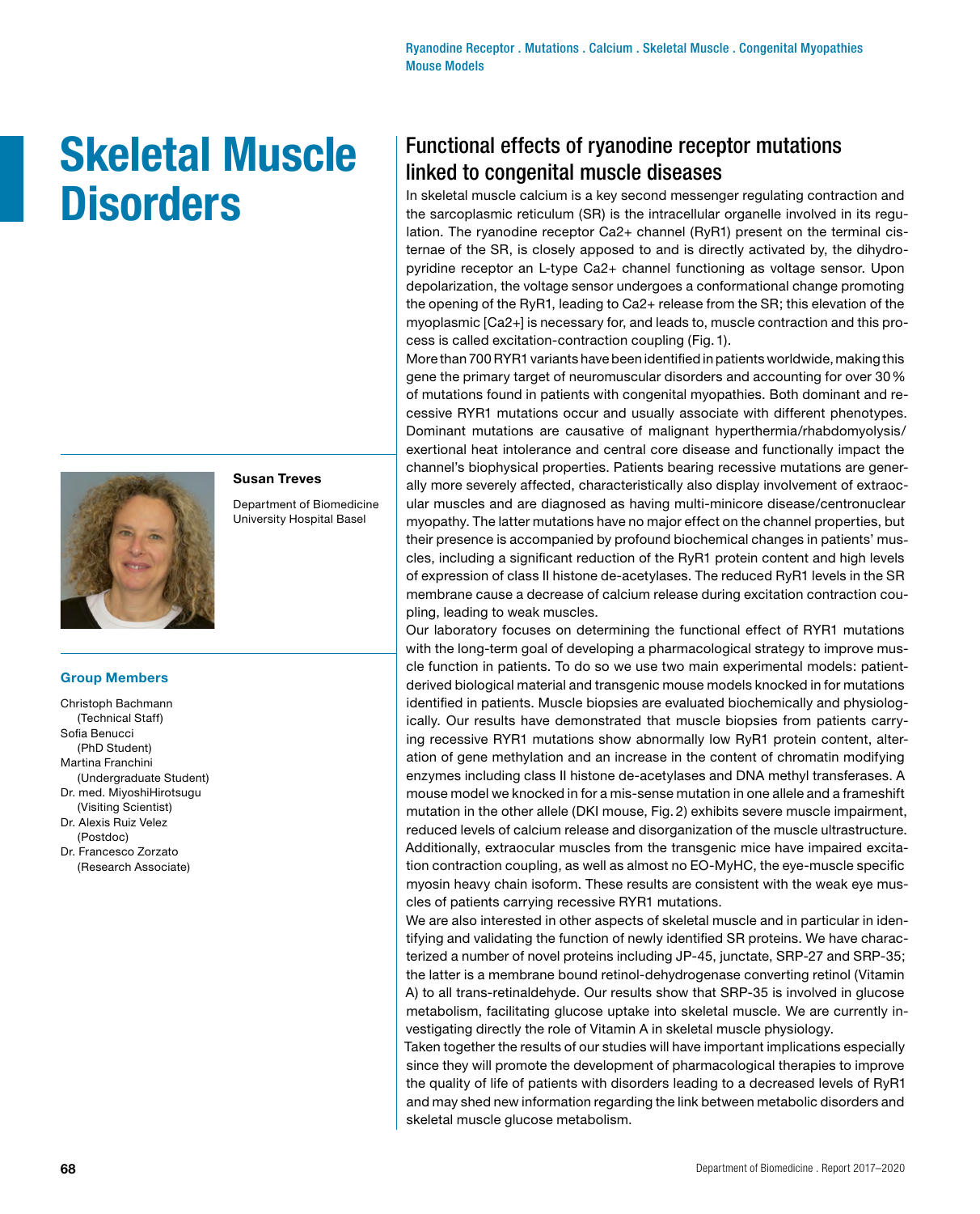Ryanodine Receptor . Mutations . Calcium . Skeletal Muscle . Congenital Myopathies
Mouse Models

# Skeletal Muscle Disorders

**Susan Treves**

Department of Biomedicine
University Hospital Basel

### Group Members

Christoph Bachmann
(Technical Staff)
Sofia Benucci
(PhD Student)
Martina Franchini
(Undergraduate Student)
Dr. med. MiyoshiHirotsugu
(Visiting Scientist)
Dr. Alexis Ruiz Velez
(Postdoc)
Dr. Francesco Zorzato
(Research Associate)

## Functional effects of ryanodine receptor mutations linked to congenital muscle diseases

In skeletal muscle calcium is a key second messenger regulating contraction and the sarcoplasmic reticulum (SR) is the intracellular organelle involved in its regulation. The ryanodine receptor $Ca^{2+}$ channel (RyR1) present on the terminal cisternae of the SR, is closely apposed to and is directly activated by, the dihydropyridine receptor an L-type $Ca^{2+}$ channel functioning as voltage sensor. Upon depolarization, the voltage sensor undergoes a conformational change promoting the opening of the RyR1, leading to $Ca^{2+}$ release from the SR; this elevation of the myoplasmic $[Ca^{2+}]$ is necessary for, and leads to, muscle contraction and this process is called excitation-contraction coupling (Fig. 1).

More than 700 RYR1 variants have been identified in patients worldwide, making this gene the primary target of neuromuscular disorders and accounting for over 30 % of mutations found in patients with congenital myopathies. Both dominant and recessive RYR1 mutations occur and usually associate with different phenotypes. Dominant mutations are causative of malignant hyperthermia/rhabdomyolysis/exertional heat intolerance and central core disease and functionally impact the channel's biophysical properties. Patients bearing recessive mutations are generally more severely affected, characteristically also display involvement of extraocular muscles and are diagnosed as having multi-minicore disease/centronuclear myopathy. The latter mutations have no major effect on the channel properties, but their presence is accompanied by profound biochemical changes in patients' muscles, including a significant reduction of the RyR1 protein content and high levels of expression of class II histone de-acetylases. The reduced RyR1 levels in the SR membrane cause a decrease of calcium release during excitation contraction coupling, leading to weak muscles.

Our laboratory focuses on determining the functional effect of RYR1 mutations with the long-term goal of developing a pharmacological strategy to improve muscle function in patients. To do so we use two main experimental models: patient-derived biological material and transgenic mouse models knocked in for mutations identified in patients. Muscle biopsies are evaluated biochemically and physiologically. Our results have demonstrated that muscle biopsies from patients carrying recessive RYR1 mutations show abnormally low RyR1 protein content, alteration of gene methylation and an increase in the content of chromatin modifying enzymes including class II histone de-acetylases and DNA methyl transferases. A mouse model we knocked in for a mis-sense mutation in one allele and a frameshift mutation in the other allele (DKI mouse, Fig. 2) exhibits severe muscle impairment, reduced levels of calcium release and disorganization of the muscle ultrastructure. Additionally, extraocular muscles from the transgenic mice have impaired excitation contraction coupling, as well as almost no EO-MyHC, the eye-muscle specific myosin heavy chain isoform. These results are consistent with the weak eye muscles of patients carrying recessive RYR1 mutations.

We are also interested in other aspects of skeletal muscle and in particular in identifying and validating the function of newly identified SR proteins. We have characterized a number of novel proteins including JP-45, junctate, SRP-27 and SRP-35; the latter is a membrane bound retinol-dehydrogenase converting retinol (Vitamin A) to all trans-retinaldehyde. Our results show that SRP-35 is involved in glucose metabolism, facilitating glucose uptake into skeletal muscle. We are currently investigating directly the role of Vitamin A in skeletal muscle physiology.

Taken together the results of our studies will have important implications especially since they will promote the development of pharmacological therapies to improve the quality of life of patients with disorders leading to a decreased levels of RyR1 and may shed new information regarding the link between metabolic disorders and skeletal muscle glucose metabolism.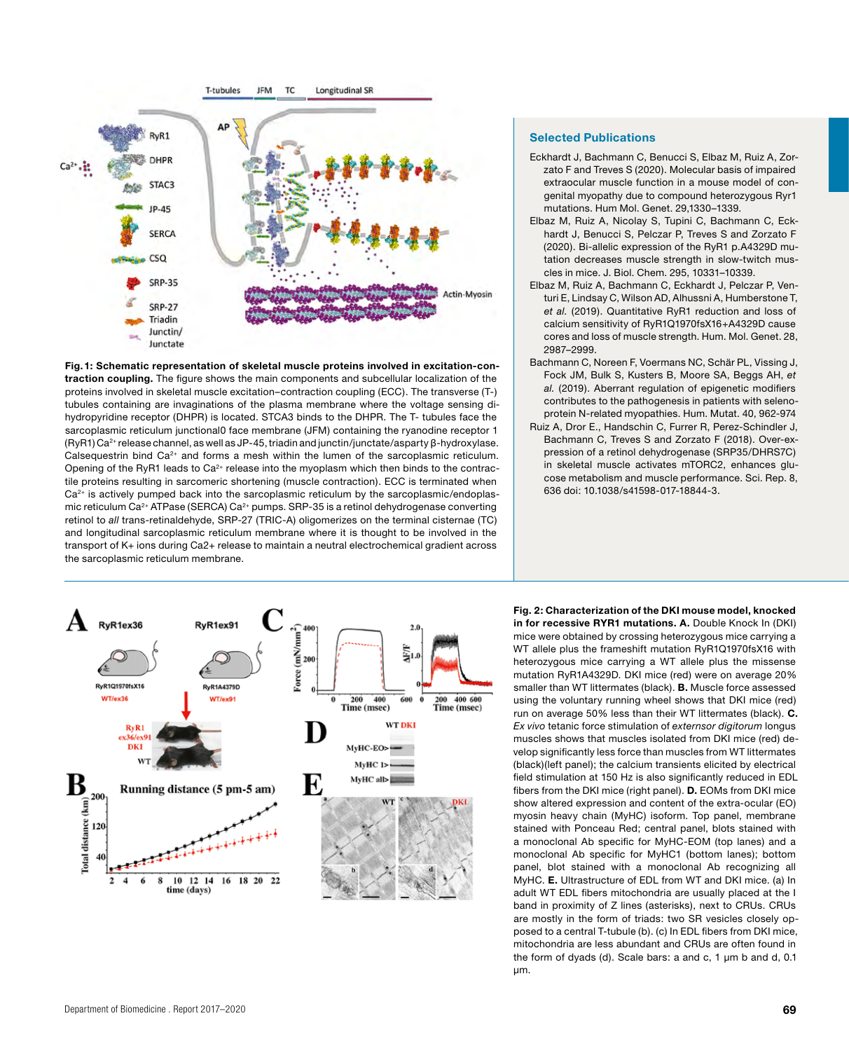T-tubules JFM TC Longitudinal SR

AP

RyR1
DHPR
STAC3
JP-45
SERCA
CSQ
SRP-35
SRP-27
Triadin
Junctin/
Junctate

$Ca^{2+}$

Actin-Myosin

**Fig. 1: Schematic representation of skeletal muscle proteins involved in excitation-contraction coupling.** The figure shows the main components and subcellular localization of the proteins involved in skeletal muscle excitation–contraction coupling (ECC). The transverse (T-) tubules containing are invaginations of the plasma membrane where the voltage sensing dihydropyridine receptor (DHPR) is located. STCA3 binds to the DHPR. The T- tubules face the sarcoplasmic reticulum junctional0 face membrane (JFM) containing the ryanodine receptor 1 (RyR1) $Ca^{2+}$ release channel, as well as JP-45, triadin and junctin/junctate/asparty β-hydroxylase. Calsequestrin bind $Ca^{2+}$ and forms a mesh within the lumen of the sarcoplasmic reticulum. Opening of the RyR1 leads to $Ca^{2+}$ release into the myoplasm which then binds to the contractile proteins resulting in sarcomeric shortening (muscle contraction). ECC is terminated when $Ca^{2+}$ is actively pumped back into the sarcoplasmic reticulum by the sarcoplasmic/endoplasmic reticulum $Ca^{2+}$ ATPase (SERCA) $Ca^{2+}$ pumps. SRP-35 is a retinol dehydrogenase converting retinol to *all* trans-retinaldehyde, SRP-27 (TRIC-A) oligomerizes on the terminal cisternae (TC) and longitudinal sarcoplasmic reticulum membrane where it is thought to be involved in the transport of K+ ions during Ca2+ release to maintain a neutral electrochemical gradient across the sarcoplasmic reticulum membrane.

## Selected Publications

Eckhardt J, Bachmann C, Benucci S, Elbaz M, Ruiz A, Zorzato F and Treves S (2020). Molecular basis of impaired extraocular muscle function in a mouse model of congenital myopathy due to compound heterozygous Ryr1 mutations. Hum Mol. Genet. 29,1330–1339.

Elbaz M, Ruiz A, Nicolay S, Tupini C, Bachmann C, Eckhardt J, Benucci S, Pelczar P, Treves S and Zorzato F (2020). Bi-allelic expression of the RyR1 p.A4329D mutation decreases muscle strength in slow-twitch muscles in mice. J. Biol. Chem. 295, 10331–10339.

Elbaz M, Ruiz A, Bachmann C, Eckhardt J, Pelczar P, Venturi E, Lindsay C, Wilson AD, Alhussni A, Humberstone T, *et al.* (2019). Quantitative RyR1 reduction and loss of calcium sensitivity of RyR1Q1970fsX16+A4329D cause cores and loss of muscle strength. Hum. Mol. Genet. 28, 2987–2999.

Bachmann C, Noreen F, Voermans NC, Schär PL, Vissing J, Fock JM, Bulk S, Kusters B, Moore SA, Beggs AH, *et al.* (2019). Aberrant regulation of epigenetic modifiers contributes to the pathogenesis in patients with selenoprotein N-related myopathies. Hum. Mutat. 40, 962-974

Ruiz A, Dror E., Handschin C, Furrer R, Perez-Schindler J, Bachmann C, Treves S and Zorzato F (2018). Over-expression of a retinol dehydrogenase (SRP35/DHRS7C) in skeletal muscle activates mTORC2, enhances glucose metabolism and muscle performance. Sci. Rep. 8, 636 doi: 10.1038/s41598-017-18844-3.

A RyR1ex36 RyR1ex91
RyR1Q1970fsX16 RyR1A4379D
WT/ex36 WT/ex91
RyR1 ex36/ex91 DKI
WT

B Running distance (5 pm-5 am)
Total distance (km)
200
120
40
2 4 6 8 10 12 14 16 18 20 22
time (days)

C
Force (mN/mm²)
400
200
0
0 200 400 600
Time (msec)
ΔF/F
2.0
1.0
0
0 200 400 600
Time (msec)

D WT DKI
MyHC-EO>
MyHC 1>
MyHC all>

E WT DKI
a b c d

**Fig. 2: Characterization of the DKI mouse model, knocked in for recessive RYR1 mutations. A.** Double Knock In (DKI) mice were obtained by crossing heterozygous mice carrying a WT allele plus the frameshift mutation RyR1Q1970fsX16 with heterozygous mice carrying a WT allele plus the missense mutation RyR1A4329D. DKI mice (red) were on average 20% smaller than WT littermates (black). **B.** Muscle force assessed using the voluntary running wheel shows that DKI mice (red) run on average 50% less than their WT littermates (black). **C.** *Ex vivo* tetanic force stimulation of *extensor digitorum* longus muscles shows that muscles isolated from DKI mice (red) develop significantly less force than muscles from WT littermates (black)(left panel); the calcium transients elicited by electrical field stimulation at 150 Hz is also significantly reduced in EDL fibers from the DKI mice (right panel). **D.** EOMs from DKI mice show altered expression and content of the extra-ocular (EO) myosin heavy chain (MyHC) isoform. Top panel, membrane stained with Ponceau Red; central panel, blots stained with a monoclonal Ab specific for MyHC-EOM (top lanes) and a monoclonal Ab specific for MyHC1 (bottom lanes); bottom panel, blot stained with a monoclonal Ab recognizing all MyHC. **E.** Ultrastructure of EDL from WT and DKI mice. (a) In adult WT EDL fibers mitochondria are usually placed at the I band in proximity of Z lines (asterisks), next to CRUs. CRUs are mostly in the form of triads: two SR vesicles closely opposed to a central T-tubule (b). (c) In EDL fibers from DKI mice, mitochondria are less abundant and CRUs are often found in the form of dyads (d). Scale bars: a and c, 1 µm b and d, 0.1 µm.